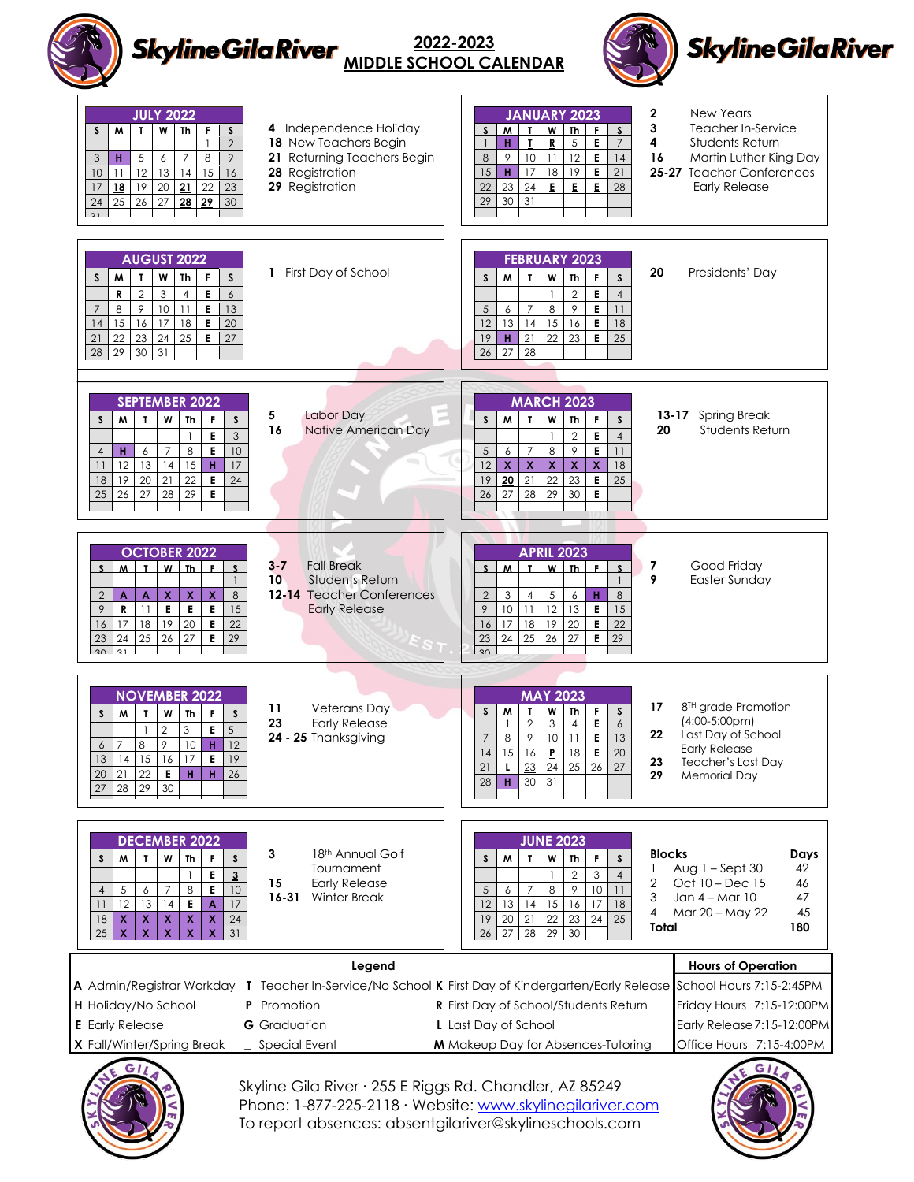# Skyline Gila River

## 2022-2023 MIDDLE SCHOOL CALENDAR

### JULY 2022

| S | M | T | W | Th | F | S |
|---|---|---|---|---|---|---|
| | | | | | 1 | 2 |
| 3 | H | 5 | 6 | 7 | 8 | 9 |
| 10 | 11 | 12 | 13 | 14 | 15 | 16 |
| 17 | 18 | 19 | 20 | 21 | 22 | 23 |
| 24 | 25 | 26 | 27 | 28 | 29 | 30 |
| 31 | | | | | | |

**4** Independence Holiday
**18** New Teachers Begin
**21** Returning Teachers Begin
**28** Registration
**29** Registration

### JANUARY 2023

| S | M | T | W | Th | F | S |
|---|---|---|---|---|---|---|
| 1 | H | T | R | 5 | E | 7 |
| 8 | 9 | 10 | 11 | 12 | E | 14 |
| 15 | H | 17 | 18 | 19 | E | 21 |
| 22 | 23 | 24 | E | E | E | 28 |
| 29 | 30 | 31 | | | | |

**2** New Years
**3** Teacher In-Service
**4** Students Return
**16** Martin Luther King Day
**25-27** Teacher Conferences Early Release

### AUGUST 2022

| S | M | T | W | Th | F | S |
|---|---|---|---|---|---|---|
| | R | 2 | 3 | 4 | E | 6 |
| 7 | 8 | 9 | 10 | 11 | E | 13 |
| 14 | 15 | 16 | 17 | 18 | E | 20 |
| 21 | 22 | 23 | 24 | 25 | E | 27 |
| 28 | 29 | 30 | 31 | | | |

**1** First Day of School

### FEBRUARY 2023

| S | M | T | W | Th | F | S |
|---|---|---|---|---|---|---|
| | | | 1 | 2 | E | 4 |
| 5 | 6 | 7 | 8 | 9 | E | 11 |
| 12 | 13 | 14 | 15 | 16 | E | 18 |
| 19 | H | 21 | 22 | 23 | E | 25 |
| 26 | 27 | 28 | | | | |

**20** Presidents' Day

### SEPTEMBER 2022

| S | M | T | W | Th | F | S |
|---|---|---|---|---|---|---|
| | | | | 1 | E | 3 |
| 4 | H | 6 | 7 | 8 | E | 10 |
| 11 | 12 | 13 | 14 | 15 | H | 17 |
| 18 | 19 | 20 | 21 | 22 | E | 24 |
| 25 | 26 | 27 | 28 | 29 | E | |

**5** Labor Day
**16** Native American Day

### MARCH 2023

| S | M | T | W | Th | F | S |
|---|---|---|---|---|---|---|
| | | | 1 | 2 | E | 4 |
| 5 | 6 | 7 | 8 | 9 | E | 11 |
| 12 | X | X | X | X | X | 18 |
| 19 | 20 | 21 | 22 | 23 | E | 25 |
| 26 | 27 | 28 | 29 | 30 | E | |

**13-17** Spring Break
**20** Students Return

### OCTOBER 2022

| S | M | T | W | Th | F | S |
|---|---|---|---|---|---|---|
| | | | | | | 1 |
| 2 | A | A | X | X | X | 8 |
| 9 | R | 11 | E | E | E | 15 |
| 16 | 17 | 18 | 19 | 20 | E | 22 |
| 23 | 24 | 25 | 26 | 27 | E | 29 |
| 30 | 31 | | | | | |

**3-7** Fall Break
**10** Students Return
**12-14** Teacher Conferences Early Release

### APRIL 2023

| S | M | T | W | Th | F | S |
|---|---|---|---|---|---|---|
| | | | | | | 1 |
| 2 | 3 | 4 | 5 | 6 | H | 8 |
| 9 | 10 | 11 | 12 | 13 | E | 15 |
| 16 | 17 | 18 | 19 | 20 | E | 22 |
| 23 | 24 | 25 | 26 | 27 | E | 29 |
| 30 | | | | | | |

**7** Good Friday
**9** Easter Sunday

### NOVEMBER 2022

| S | M | T | W | Th | F | S |
|---|---|---|---|---|---|---|
| | | 1 | 2 | 3 | E | 5 |
| 6 | 7 | 8 | 9 | 10 | H | 12 |
| 13 | 14 | 15 | 16 | 17 | E | 19 |
| 20 | 21 | 22 | E | H | H | 26 |
| 27 | 28 | 29 | 30 | | | |

**11** Veterans Day
**23** Early Release
**24 - 25** Thanksgiving

### MAY 2023

| S | M | T | W | Th | F | S |
|---|---|---|---|---|---|---|
| | 1 | 2 | 3 | 4 | E | 6 |
| 7 | 8 | 9 | 10 | 11 | E | 13 |
| 14 | 15 | 16 | P | 18 | E | 20 |
| 21 | L | 23 | 24 | 25 | 26 | 27 |
| 28 | H | 30 | 31 | | | |

**17** 8TH grade Promotion (4:00-5:00pm)
**22** Last Day of School Early Release
**23** Teacher's Last Day
**29** Memorial Day

### DECEMBER 2022

| S | M | T | W | Th | F | S |
|---|---|---|---|---|---|---|
| | | | | 1 | E | 3 |
| 4 | 5 | 6 | 7 | 8 | E | 10 |
| 11 | 12 | 13 | 14 | E | A | 17 |
| 18 | X | X | X | X | X | 24 |
| 25 | X | X | X | X | X | 31 |

**3** 18th Annual Golf Tournament
**15** Early Release
**16-31** Winter Break

### JUNE 2023

| S | M | T | W | Th | F | S |
|---|---|---|---|---|---|---|
| | | | 1 | 2 | 3 | 4 |
| 5 | 6 | 7 | 8 | 9 | 10 | 11 |
| 12 | 13 | 14 | 15 | 16 | 17 | 18 |
| 19 | 20 | 21 | 22 | 23 | 24 | 25 |
| 26 | 27 | 28 | 29 | 30 | | |

| Blocks | | Days |
|---|---|---|
| 1 | Aug 1 – Sept 30 | 42 |
| 2 | Oct 10 – Dec 15 | 46 |
| 3 | Jan 4 – Mar 10 | 47 |
| 4 | Mar 20 – May 22 | 45 |
| **Total** | | **180** |

### Legend

| | | |
|---|---|---|
| **A** Admin/Registrar Workday | **T** Teacher In-Service/No School | **K** First Day of Kindergarten/Early Release |
| **H** Holiday/No School | **P** Promotion | **R** First Day of School/Students Return |
| **E** Early Release | **G** Graduation | **L** Last Day of School |
| **X** Fall/Winter/Spring Break | _ Special Event | **M** Makeup Day for Absences-Tutoring |

### Hours of Operation

| | |
|---|---|
| School Hours | 7:15-2:45PM |
| Friday Hours | 7:15-12:00PM |
| Early Release | 7:15-12:00PM |
| Office Hours | 7:15-4:00PM |

Skyline Gila River · 255 E Riggs Rd. Chandler, AZ 85249
Phone: 1-877-225-2118 · Website: www.skylinegilariver.com
To report absences: absentgilariver@skylineschools.com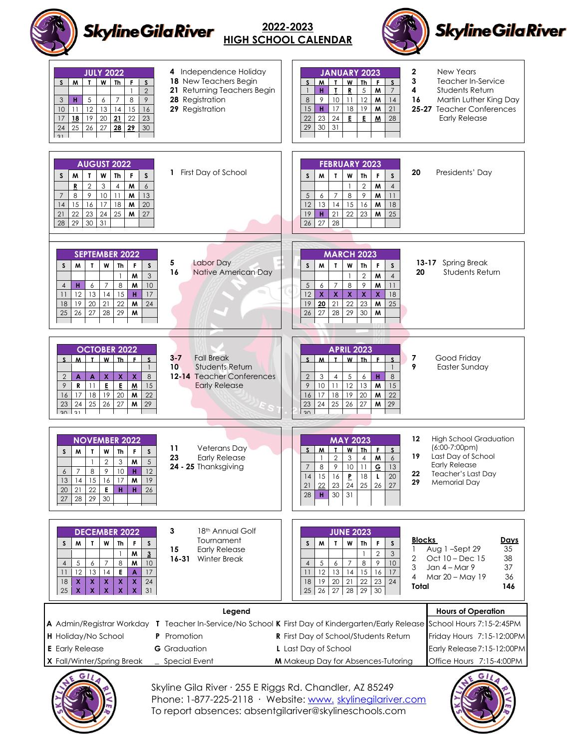# Skyline Gila River

## 2022-2023 HIGH SCHOOL CALENDAR

### JULY 2022

| S | M | T | W | Th | F | S |
|---|---|---|---|---|---|---|
| | | | | | 1 | 2 |
| 3 | H | 5 | 6 | 7 | 8 | 9 |
| 10 | 11 | 12 | 13 | 14 | 15 | 16 |
| 17 | 18 | 19 | 20 | 21 | 22 | 23 |
| 24 | 25 | 26 | 27 | 28 | 29 | 30 |
| 31 | | | | | | |

**4** Independence Holiday
**18** New Teachers Begin
**21** Returning Teachers Begin
**28** Registration
**29** Registration

### JANUARY 2023

| S | M | T | W | Th | F | S |
|---|---|---|---|---|---|---|
| 1 | H | T | R | 5 | M | 7 |
| 8 | 9 | 10 | 11 | 12 | M | 14 |
| 15 | H | 17 | 18 | 19 | M | 21 |
| 22 | 23 | 24 | E | E | M | 28 |
| 29 | 30 | 31 | | | | |

**2** New Years
**3** Teacher In-Service
**4** Students Return
**16** Martin Luther King Day
**25-27** Teacher Conferences Early Release

### AUGUST 2022

| S | M | T | W | Th | F | S |
|---|---|---|---|---|---|---|
| | R | 2 | 3 | 4 | M | 6 |
| 7 | 8 | 9 | 10 | 11 | M | 13 |
| 14 | 15 | 16 | 17 | 18 | M | 20 |
| 21 | 22 | 23 | 24 | 25 | M | 27 |
| 28 | 29 | 30 | 31 | | | |

**1** First Day of School

### FEBRUARY 2023

| S | M | T | W | Th | F | S |
|---|---|---|---|---|---|---|
| | | | 1 | 2 | M | 4 |
| 5 | 6 | 7 | 8 | 9 | M | 11 |
| 12 | 13 | 14 | 15 | 16 | M | 18 |
| 19 | H | 21 | 22 | 23 | M | 25 |
| 26 | 27 | 28 | | | | |

**20** Presidents' Day

### SEPTEMBER 2022

| S | M | T | W | Th | F | S |
|---|---|---|---|---|---|---|
| | | | | 1 | M | 3 |
| 4 | H | 6 | 7 | 8 | M | 10 |
| 11 | 12 | 13 | 14 | 15 | H | 17 |
| 18 | 19 | 20 | 21 | 22 | M | 24 |
| 25 | 26 | 27 | 28 | 29 | M | |

**5** Labor Day
**16** Native American Day

### MARCH 2023

| S | M | T | W | Th | F | S |
|---|---|---|---|---|---|---|
| | | | 1 | 2 | M | 4 |
| 5 | 6 | 7 | 8 | 9 | M | 11 |
| 12 | X | X | X | X | X | 18 |
| 19 | 20 | 21 | 22 | 23 | M | 25 |
| 26 | 27 | 28 | 29 | 30 | M | |

**13-17** Spring Break
**20** Students Return

### OCTOBER 2022

| S | M | T | W | Th | F | S |
|---|---|---|---|---|---|---|
| | | | | | | 1 |
| 2 | A | A | X | X | X | 8 |
| 9 | R | 11 | E | E | M | 15 |
| 16 | 17 | 18 | 19 | 20 | M | 22 |
| 23 | 24 | 25 | 26 | 27 | M | 29 |
| 30 | 31 | | | | | |

**3-7** Fall Break
**10** Students Return
**12-14** Teacher Conferences Early Release

### APRIL 2023

| S | M | T | W | Th | F | S |
|---|---|---|---|---|---|---|
| | | | | | | 1 |
| 2 | 3 | 4 | 5 | 6 | H | 8 |
| 9 | 10 | 11 | 12 | 13 | M | 15 |
| 16 | 17 | 18 | 19 | 20 | M | 22 |
| 23 | 24 | 25 | 26 | 27 | M | 29 |
| 30 | | | | | | |

**7** Good Friday
**9** Easter Sunday

### NOVEMBER 2022

| S | M | T | W | Th | F | S |
|---|---|---|---|---|---|---|
| | | 1 | 2 | 3 | M | 5 |
| 6 | 7 | 8 | 9 | 10 | H | 12 |
| 13 | 14 | 15 | 16 | 17 | M | 19 |
| 20 | 21 | 22 | E | H | H | 26 |
| 27 | 28 | 29 | 30 | | | |

**11** Veterans Day
**23** Early Release
**24 - 25** Thanksgiving

### MAY 2023

| S | M | T | W | Th | F | S |
|---|---|---|---|---|---|---|
| | 1 | 2 | 3 | 4 | M | 6 |
| 7 | 8 | 9 | 10 | 11 | G | 13 |
| 14 | 15 | 16 | P | 18 | L | 20 |
| 21 | 22 | 23 | 24 | 25 | 26 | 27 |
| 28 | H | 30 | 31 | | | |

**12** High School Graduation (6:00-7:00pm)
**19** Last Day of School Early Release
**22** Teacher's Last Day
**29** Memorial Day

### DECEMBER 2022

| S | M | T | W | Th | F | S |
|---|---|---|---|---|---|---|
| | | | | 1 | M | 3 |
| 4 | 5 | 6 | 7 | 8 | M | 10 |
| 11 | 12 | 13 | 14 | E | A | 17 |
| 18 | X | X | X | X | X | 24 |
| 25 | X | X | X | X | X | 31 |

**3** 18th Annual Golf Tournament
**15** Early Release
**16-31** Winter Break

### JUNE 2023

| S | M | T | W | Th | F | S |
|---|---|---|---|---|---|---|
| | | | | 1 | 2 | 3 |
| 4 | 5 | 6 | 7 | 8 | 9 | 10 |
| 11 | 12 | 13 | 14 | 15 | 16 | 17 |
| 18 | 19 | 20 | 21 | 22 | 23 | 24 |
| 25 | 26 | 27 | 28 | 29 | 30 | |

| Blocks | | Days |
|---|---|---|
| 1 | Aug 1 –Sept 29 | 35 |
| 2 | Oct 10 – Dec 15 | 38 |
| 3 | Jan 4 – Mar 9 | 37 |
| 4 | Mar 20 – May 19 | 36 |
| **Total** | | **146** |

### Legend

| | | | Hours of Operation |
|---|---|---|---|
| **A** Admin/Registrar Workday | **T** Teacher In-Service/No School | **K** First Day of Kindergarten/Early Release | School Hours 7:15-2:45PM |
| **H** Holiday/No School | **P** Promotion | **R** First Day of School/Students Return | Friday Hours 7:15-12:00PM |
| **E** Early Release | **G** Graduation | **L** Last Day of School | Early Release 7:15-12:00PM |
| **X** Fall/Winter/Spring Break | _ Special Event | **M** Makeup Day for Absences-Tutoring | Office Hours 7:15-4:00PM |

Skyline Gila River · 255 E Riggs Rd. Chandler, AZ 85249
Phone: 1-877-225-2118 · Website: www. skylinegilariver.com
To report absences: absentgilariver@skylineschools.com